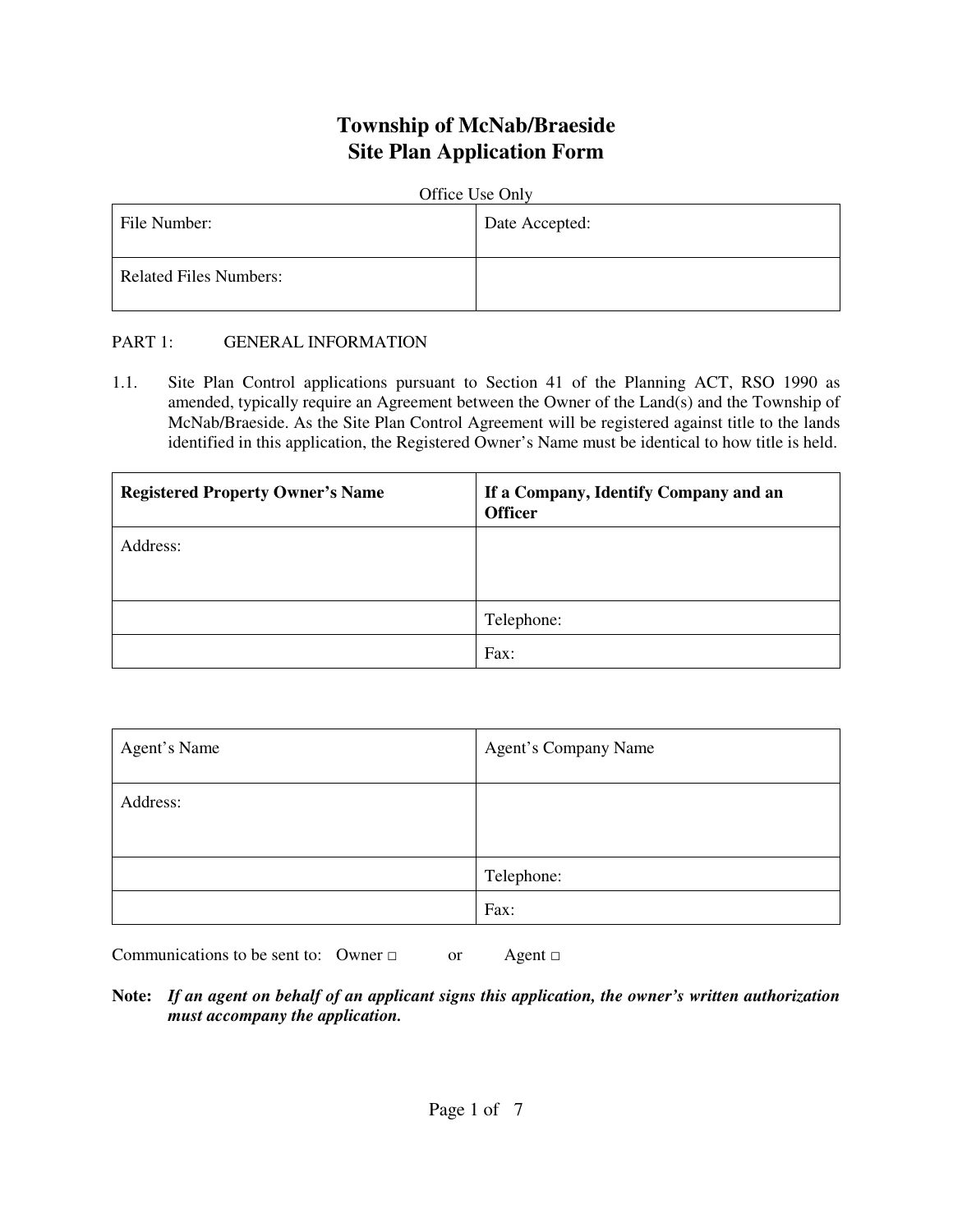# Township of McNab/Braeside
# Site Plan Application Form

Office Use Only

| File Number: | Date Accepted: |
| --- | --- |
| Related Files Numbers: | |

PART 1: GENERAL INFORMATION

1.1. Site Plan Control applications pursuant to Section 41 of the Planning ACT, RSO 1990 as amended, typically require an Agreement between the Owner of the Land(s) and the Township of McNab/Braeside. As the Site Plan Control Agreement will be registered against title to the lands identified in this application, the Registered Owner's Name must be identical to how title is held.

| **Registered Property Owner's Name** | **If a Company, Identify Company and an Officer** |
| --- | --- |
| Address: | |
| | Telephone: |
| | Fax: |

| Agent's Name | Agent's Company Name |
| --- | --- |
| Address: | |
| | Telephone: |
| | Fax: |

Communications to be sent to: Owner □ or Agent □

**Note:** ***If an agent on behalf of an applicant signs this application, the owner's written authorization must accompany the application.***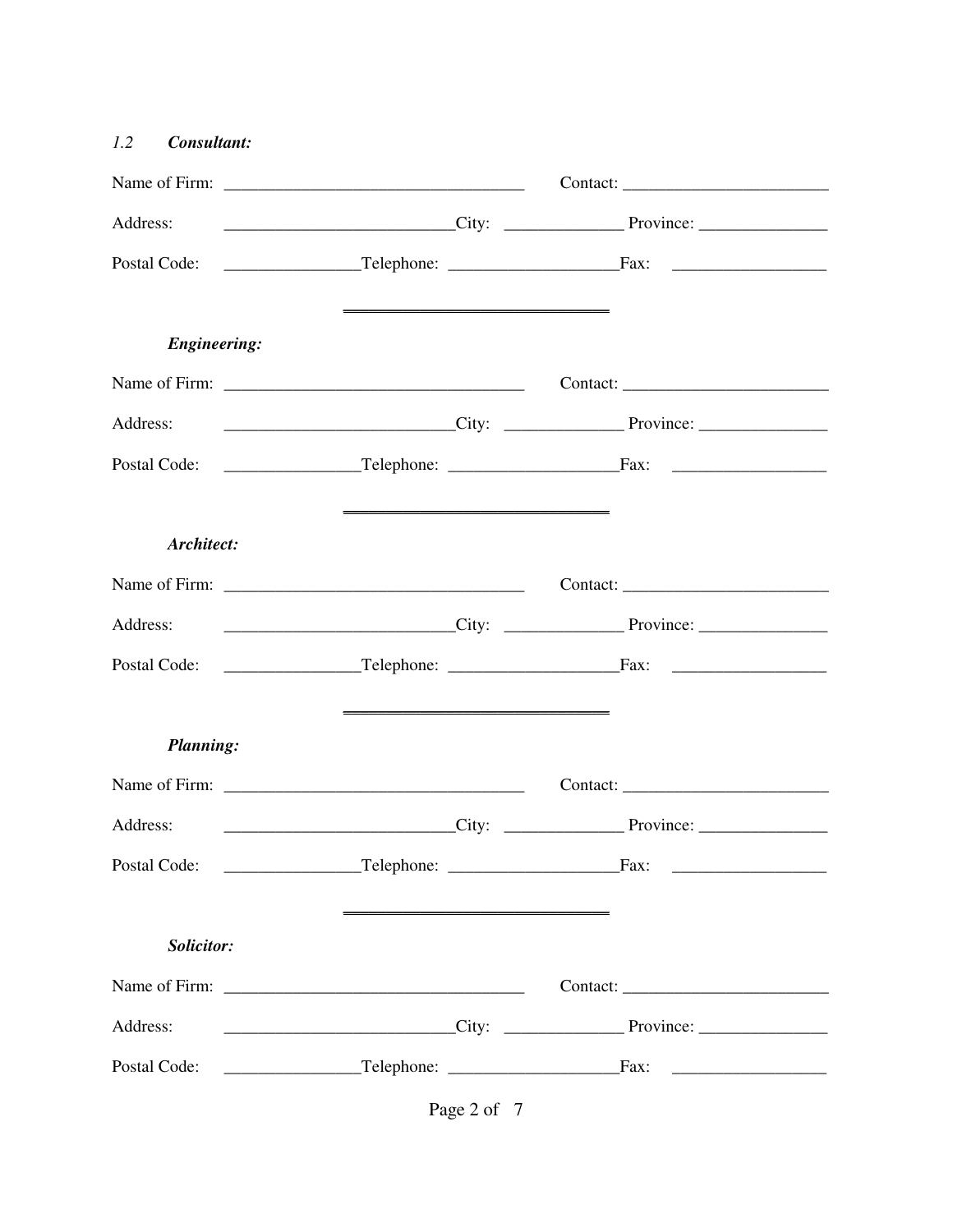*1.2* ***Consultant:***

Name of Firm: ___________________________________ Contact: ________________________

Address: ___________________________City: ______________ Province: _______________

Postal Code: ________________Telephone: ____________________Fax: __________________

---

***Engineering:***

Name of Firm: ___________________________________ Contact: ________________________

Address: ___________________________City: ______________ Province: _______________

Postal Code: ________________Telephone: ____________________Fax: __________________

---

***Architect:***

Name of Firm: ___________________________________ Contact: ________________________

Address: ___________________________City: ______________ Province: _______________

Postal Code: ________________Telephone: ____________________Fax: __________________

---

***Planning:***

Name of Firm: ___________________________________ Contact: ________________________

Address: ___________________________City: ______________ Province: _______________

Postal Code: ________________Telephone: ____________________Fax: __________________

---

***Solicitor:***

Name of Firm: ___________________________________ Contact: ________________________

Address: ___________________________City: ______________ Province: _______________

Postal Code: ________________Telephone: ____________________Fax: __________________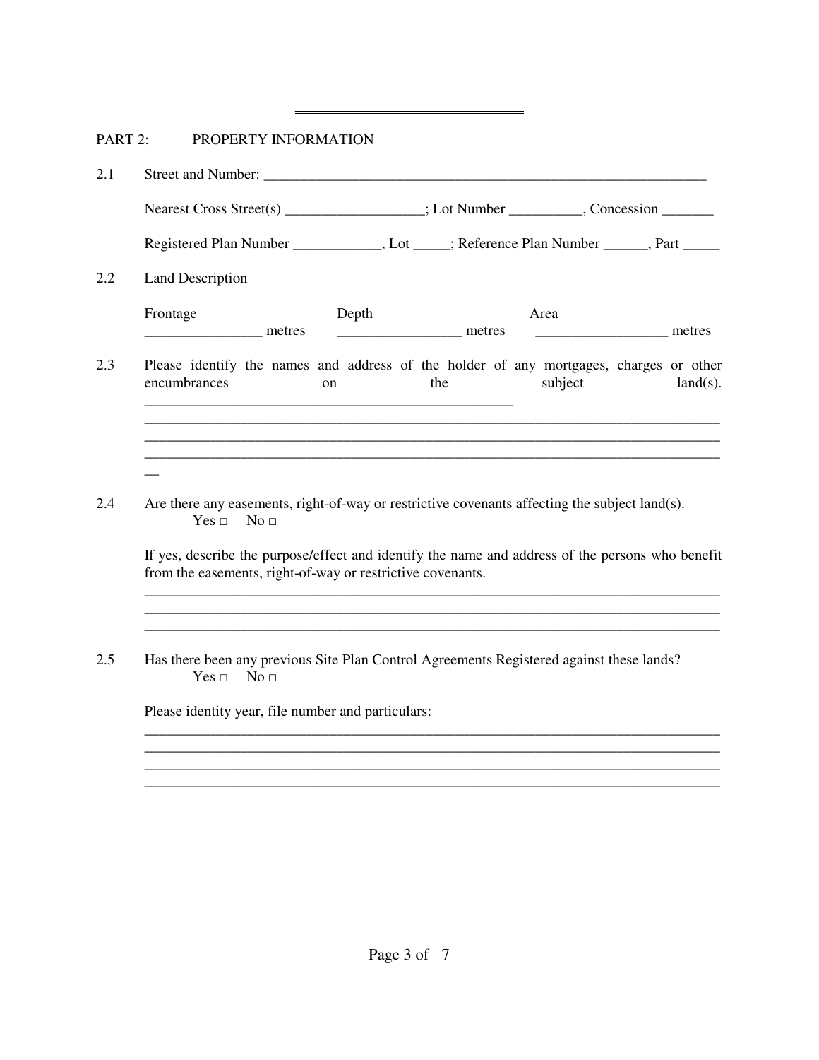## PART 2: PROPERTY INFORMATION

2.1 Street and Number: ________________________________________________________________

Nearest Cross Street(s) __________________; Lot Number __________, Concession _______

Registered Plan Number ____________, Lot _____; Reference Plan Number ______, Part _____

2.2 Land Description

| Frontage | Depth | Area |
|---|---|---|
| ________________ metres | _________________ metres | __________________ metres |

2.3 Please identify the names and address of the holder of any mortgages, charges or other encumbrances on the subject land(s).

_____________________________________________________
_________________________________________________________________________________
_________________________________________________________________________________
_________________________________________________________________________________
__

2.4 Are there any easements, right-of-way or restrictive covenants affecting the subject land(s).
Yes □ No □

If yes, describe the purpose/effect and identify the name and address of the persons who benefit from the easements, right-of-way or restrictive covenants.

_________________________________________________________________________________
_________________________________________________________________________________
_________________________________________________________________________________

2.5 Has there been any previous Site Plan Control Agreements Registered against these lands?
Yes □ No □

Please identity year, file number and particulars:

_________________________________________________________________________________
_________________________________________________________________________________
_________________________________________________________________________________
_________________________________________________________________________________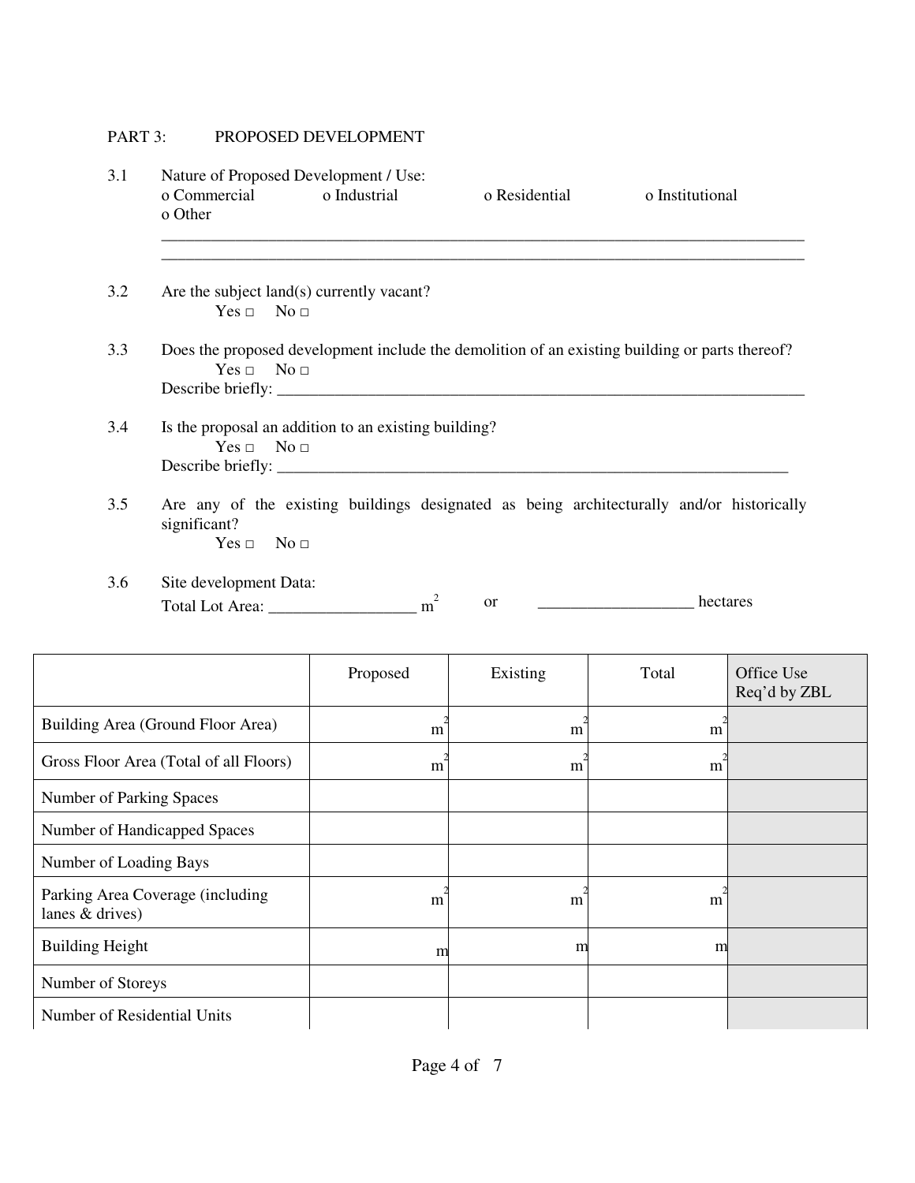## PART 3: PROPOSED DEVELOPMENT

3.1 Nature of Proposed Development / Use:

o Commercial o Industrial o Residential o Institutional
o Other

________________________________________________________________________________
________________________________________________________________________________

3.2 Are the subject land(s) currently vacant?

Yes □ No □

3.3 Does the proposed development include the demolition of an existing building or parts thereof?

Yes □ No □

Describe briefly: ____________________________________________________________________

3.4 Is the proposal an addition to an existing building?

Yes □ No □

Describe briefly: ___________________________________________________________________

3.5 Are any of the existing buildings designated as being architecturally and/or historically significant?

Yes □ No □

3.6 Site development Data:

Total Lot Area: __________________ $m^2$ or ___________________ hectares

| | Proposed | Existing | Total | Office Use Req'd by ZBL |
|---|---|---|---|---|
| Building Area (Ground Floor Area) | $m^2$ | $m^2$ | $m^2$ | |
| Gross Floor Area (Total of all Floors) | $m^2$ | $m^2$ | $m^2$ | |
| Number of Parking Spaces | | | | |
| Number of Handicapped Spaces | | | | |
| Number of Loading Bays | | | | |
| Parking Area Coverage (including lanes & drives) | $m^2$ | $m^2$ | $m^2$ | |
| Building Height | m | m | m | |
| Number of Storeys | | | | |
| Number of Residential Units | | | | |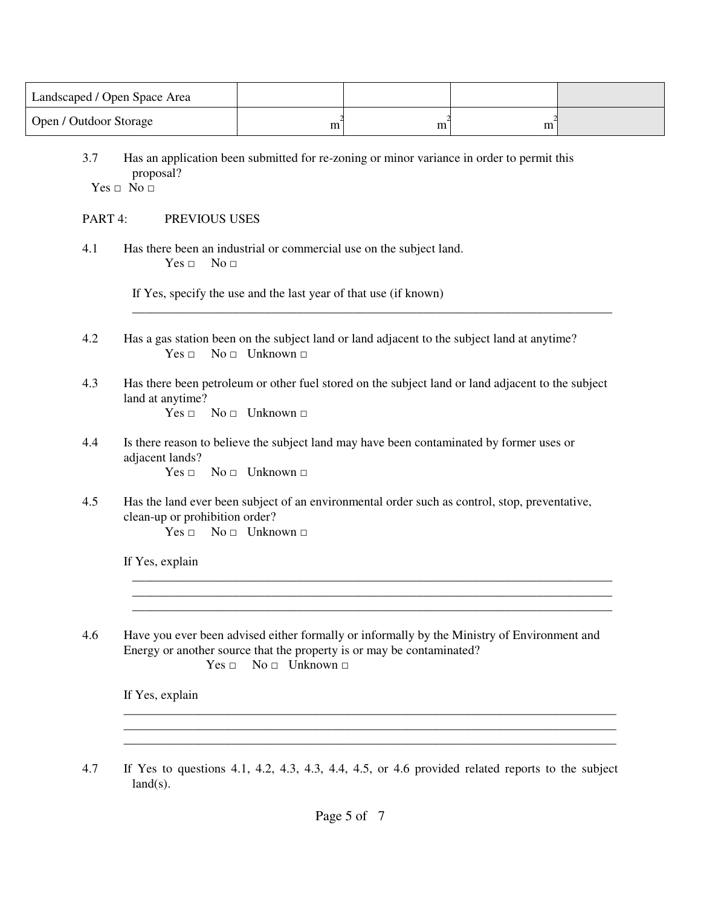| Landscaped / Open Space Area | | | | |
| --- | --- | --- | --- | --- |
| Open / Outdoor Storage | $m^2$ | $m^2$ | $m^2$ | |

3.7 Has an application been submitted for re-zoning or minor variance in order to permit this proposal?
Yes □ No □

PART 4: PREVIOUS USES

4.1 Has there been an industrial or commercial use on the subject land.
Yes □ No □

If Yes, specify the use and the last year of that use (if known)
\_\_\_\_\_\_\_\_\_\_\_\_\_\_\_\_\_\_\_\_\_\_\_\_\_\_\_\_\_\_\_\_\_\_\_\_\_\_\_\_\_\_\_\_\_\_\_\_\_\_\_\_\_\_\_\_\_\_\_\_\_\_\_\_\_\_\_\_\_\_\_\_\_\_\_\_

4.2 Has a gas station been on the subject land or land adjacent to the subject land at anytime?
Yes □ No □ Unknown □

4.3 Has there been petroleum or other fuel stored on the subject land or land adjacent to the subject land at anytime?
Yes □ No □ Unknown □

4.4 Is there reason to believe the subject land may have been contaminated by former uses or adjacent lands?
Yes □ No □ Unknown □

4.5 Has the land ever been subject of an environmental order such as control, stop, preventative, clean-up or prohibition order?
Yes □ No □ Unknown □

If Yes, explain
\_\_\_\_\_\_\_\_\_\_\_\_\_\_\_\_\_\_\_\_\_\_\_\_\_\_\_\_\_\_\_\_\_\_\_\_\_\_\_\_\_\_\_\_\_\_\_\_\_\_\_\_\_\_\_\_\_\_\_\_\_\_\_\_\_\_\_\_\_\_\_\_\_\_\_\_
\_\_\_\_\_\_\_\_\_\_\_\_\_\_\_\_\_\_\_\_\_\_\_\_\_\_\_\_\_\_\_\_\_\_\_\_\_\_\_\_\_\_\_\_\_\_\_\_\_\_\_\_\_\_\_\_\_\_\_\_\_\_\_\_\_\_\_\_\_\_\_\_\_\_\_\_
\_\_\_\_\_\_\_\_\_\_\_\_\_\_\_\_\_\_\_\_\_\_\_\_\_\_\_\_\_\_\_\_\_\_\_\_\_\_\_\_\_\_\_\_\_\_\_\_\_\_\_\_\_\_\_\_\_\_\_\_\_\_\_\_\_\_\_\_\_\_\_\_\_\_\_\_

4.6 Have you ever been advised either formally or informally by the Ministry of Environment and Energy or another source that the property is or may be contaminated?
Yes □ No □ Unknown □

If Yes, explain
\_\_\_\_\_\_\_\_\_\_\_\_\_\_\_\_\_\_\_\_\_\_\_\_\_\_\_\_\_\_\_\_\_\_\_\_\_\_\_\_\_\_\_\_\_\_\_\_\_\_\_\_\_\_\_\_\_\_\_\_\_\_\_\_\_\_\_\_\_\_\_\_\_\_\_\_
\_\_\_\_\_\_\_\_\_\_\_\_\_\_\_\_\_\_\_\_\_\_\_\_\_\_\_\_\_\_\_\_\_\_\_\_\_\_\_\_\_\_\_\_\_\_\_\_\_\_\_\_\_\_\_\_\_\_\_\_\_\_\_\_\_\_\_\_\_\_\_\_\_\_\_\_
\_\_\_\_\_\_\_\_\_\_\_\_\_\_\_\_\_\_\_\_\_\_\_\_\_\_\_\_\_\_\_\_\_\_\_\_\_\_\_\_\_\_\_\_\_\_\_\_\_\_\_\_\_\_\_\_\_\_\_\_\_\_\_\_\_\_\_\_\_\_\_\_\_\_\_\_

4.7 If Yes to questions 4.1, 4.2, 4.3, 4.3, 4.4, 4.5, or 4.6 provided related reports to the subject land(s).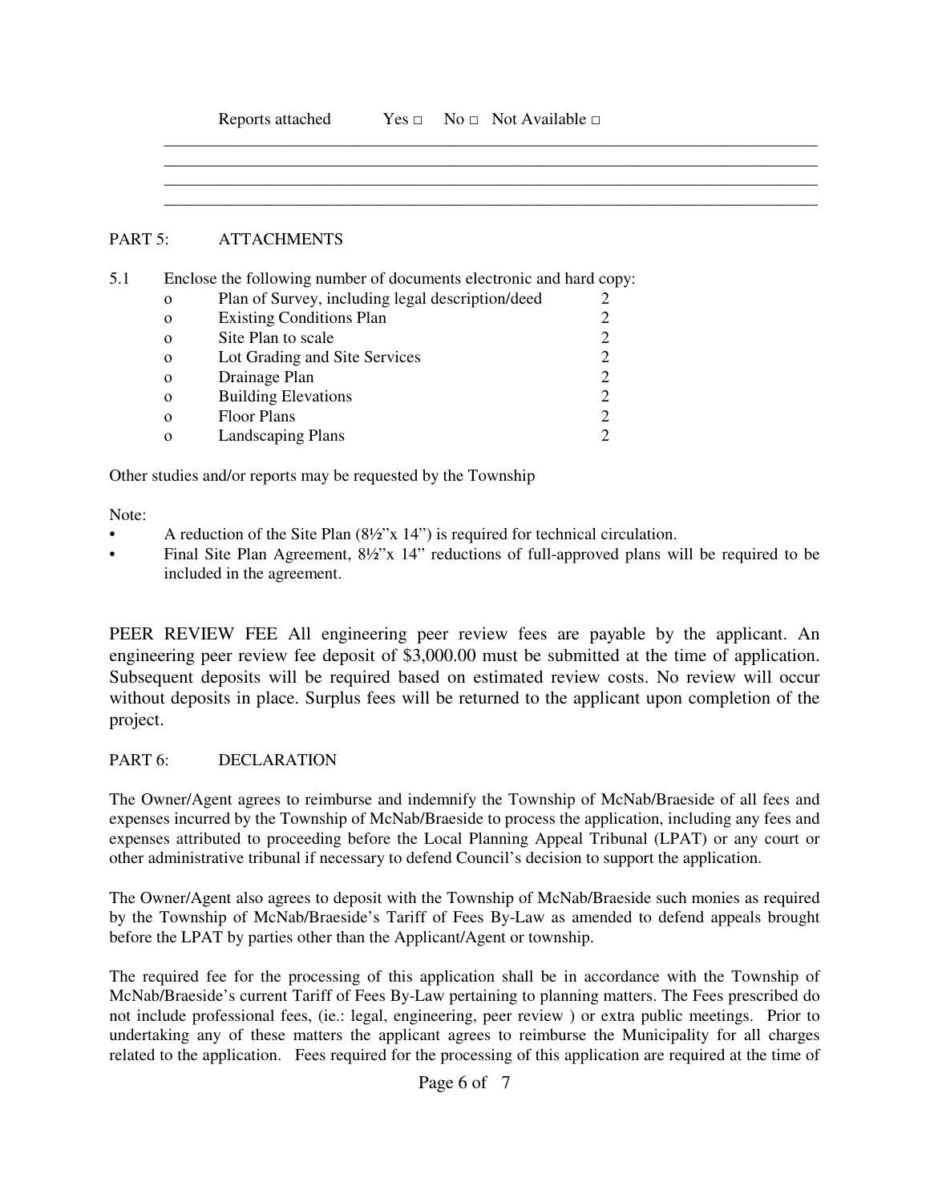Reports attached Yes □ No □ Not Available □

\_\_\_\_\_\_\_\_\_\_\_\_\_\_\_\_\_\_\_\_\_\_\_\_\_\_\_\_\_\_\_\_\_\_\_\_\_\_\_\_\_\_\_\_\_\_\_\_\_\_\_\_\_\_\_\_\_\_\_\_\_\_\_\_\_\_\_\_\_\_
\_\_\_\_\_\_\_\_\_\_\_\_\_\_\_\_\_\_\_\_\_\_\_\_\_\_\_\_\_\_\_\_\_\_\_\_\_\_\_\_\_\_\_\_\_\_\_\_\_\_\_\_\_\_\_\_\_\_\_\_\_\_\_\_\_\_\_\_\_\_
\_\_\_\_\_\_\_\_\_\_\_\_\_\_\_\_\_\_\_\_\_\_\_\_\_\_\_\_\_\_\_\_\_\_\_\_\_\_\_\_\_\_\_\_\_\_\_\_\_\_\_\_\_\_\_\_\_\_\_\_\_\_\_\_\_\_\_\_\_\_
\_\_\_\_\_\_\_\_\_\_\_\_\_\_\_\_\_\_\_\_\_\_\_\_\_\_\_\_\_\_\_\_\_\_\_\_\_\_\_\_\_\_\_\_\_\_\_\_\_\_\_\_\_\_\_\_\_\_\_\_\_\_\_\_\_\_\_\_\_\_

## PART 5: ATTACHMENTS

5.1 Enclose the following number of documents electronic and hard copy:

| Document | Copies |
|---|---|
| o Plan of Survey, including legal description/deed | 2 |
| o Existing Conditions Plan | 2 |
| o Site Plan to scale | 2 |
| o Lot Grading and Site Services | 2 |
| o Drainage Plan | 2 |
| o Building Elevations | 2 |
| o Floor Plans | 2 |
| o Landscaping Plans | 2 |

Other studies and/or reports may be requested by the Township

Note:

- A reduction of the Site Plan (8½"x 14") is required for technical circulation.
- Final Site Plan Agreement, 8½"x 14" reductions of full-approved plans will be required to be included in the agreement.

PEER REVIEW FEE All engineering peer review fees are payable by the applicant. An engineering peer review fee deposit of $3,000.00 must be submitted at the time of application. Subsequent deposits will be required based on estimated review costs. No review will occur without deposits in place. Surplus fees will be returned to the applicant upon completion of the project.

## PART 6: DECLARATION

The Owner/Agent agrees to reimburse and indemnify the Township of McNab/Braeside of all fees and expenses incurred by the Township of McNab/Braeside to process the application, including any fees and expenses attributed to proceeding before the Local Planning Appeal Tribunal (LPAT) or any court or other administrative tribunal if necessary to defend Council's decision to support the application.

The Owner/Agent also agrees to deposit with the Township of McNab/Braeside such monies as required by the Township of McNab/Braeside's Tariff of Fees By-Law as amended to defend appeals brought before the LPAT by parties other than the Applicant/Agent or township.

The required fee for the processing of this application shall be in accordance with the Township of McNab/Braeside's current Tariff of Fees By-Law pertaining to planning matters. The Fees prescribed do not include professional fees, (ie.: legal, engineering, peer review ) or extra public meetings. Prior to undertaking any of these matters the applicant agrees to reimburse the Municipality for all charges related to the application. Fees required for the processing of this application are required at the time of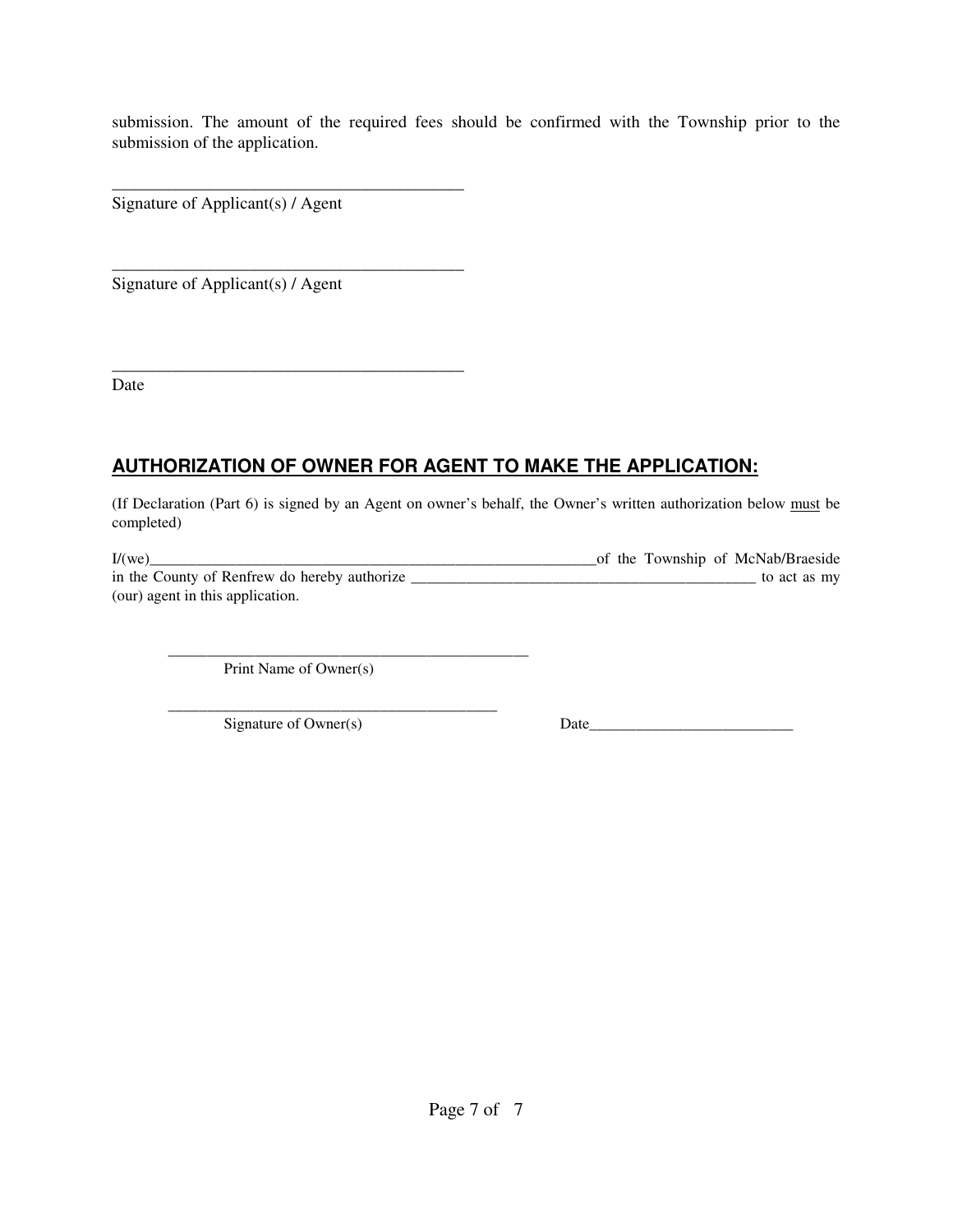submission. The amount of the required fees should be confirmed with the Township prior to the submission of the application.

___________________________________________
Signature of Applicant(s) / Agent

___________________________________________
Signature of Applicant(s) / Agent

___________________________________________
Date

## AUTHORIZATION OF OWNER FOR AGENT TO MAKE THE APPLICATION:

(If Declaration (Part 6) is signed by an Agent on owner's behalf, the Owner's written authorization below must be completed)

I/(we)_____________________________________________________________of the Township of McNab/Braeside in the County of Renfrew do hereby authorize _____________________________________________ to act as my (our) agent in this application.

_______________________________________________
Print Name of Owner(s)

___________________________________________
Signature of Owner(s)

Date__________________________